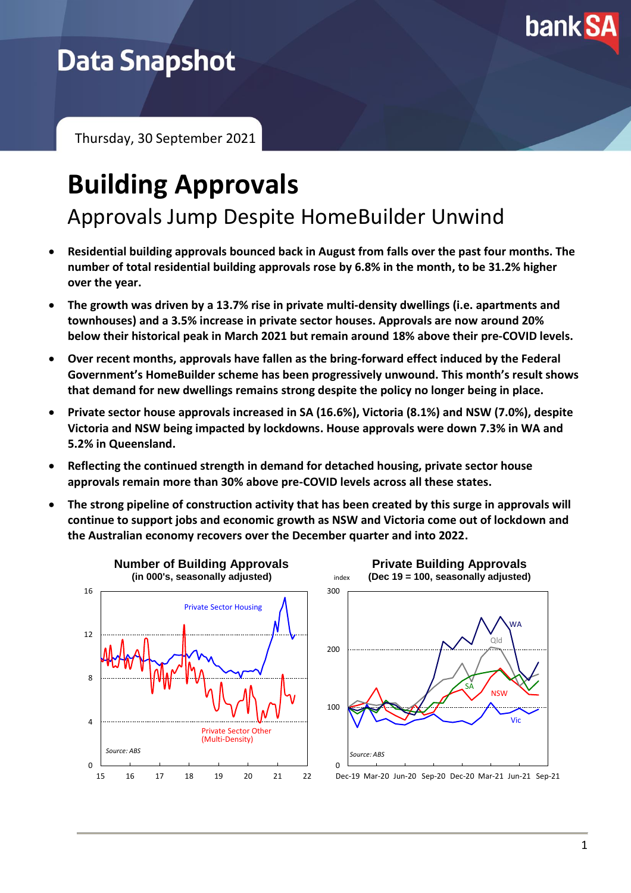Data Snapshot

Thursday, 30 September 2021

# Building Approvals

## Approvals Jump Despite HomeBuilder Unwind

- **Residential building approvals bounced back in August from falls over the past four months. The number of total residential building approvals rose by 6.8% in the month, to be 31.2% higher over the year.**
- **The growth was driven by a 13.7% rise in private multi-density dwellings (i.e. apartments and townhouses) and a 3.5% increase in private sector houses. Approvals are now around 20% below their historical peak in March 2021 but remain around 18% above their pre-COVID levels.**
- **Over recent months, approvals have fallen as the bring-forward effect induced by the Federal Government's HomeBuilder scheme has been progressively unwound. This month's result shows that demand for new dwellings remains strong despite the policy no longer being in place.**
- **Private sector house approvals increased in SA (16.6%), Victoria (8.1%) and NSW (7.0%), despite Victoria and NSW being impacted by lockdowns. House approvals were down 7.3% in WA and 5.2% in Queensland.**
- **Reflecting the continued strength in demand for detached housing, private sector house approvals remain more than 30% above pre-COVID levels across all these states.**
- **The strong pipeline of construction activity that has been created by this surge in approvals will continue to support jobs and economic growth as NSW and Victoria come out of lockdown and the Australian economy recovers over the December quarter and into 2022.**

**Number of Building Approvals**
**(in 000's, seasonally adjusted)**

Source: ABS

**Private Building Approvals**
**(Dec 19 = 100, seasonally adjusted)**

Source: ABS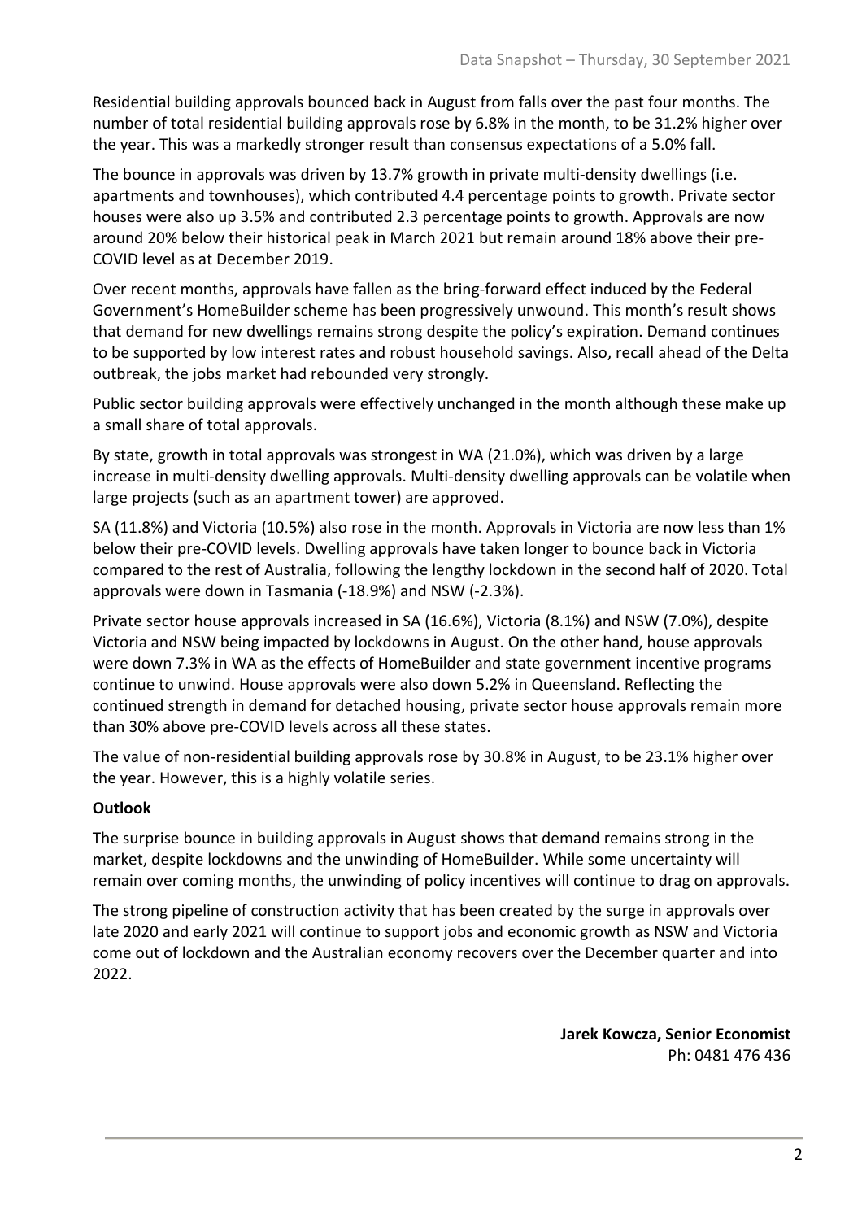Residential building approvals bounced back in August from falls over the past four months. The number of total residential building approvals rose by 6.8% in the month, to be 31.2% higher over the year. This was a markedly stronger result than consensus expectations of a 5.0% fall.

The bounce in approvals was driven by 13.7% growth in private multi-density dwellings (i.e. apartments and townhouses), which contributed 4.4 percentage points to growth. Private sector houses were also up 3.5% and contributed 2.3 percentage points to growth. Approvals are now around 20% below their historical peak in March 2021 but remain around 18% above their pre-COVID level as at December 2019.

Over recent months, approvals have fallen as the bring-forward effect induced by the Federal Government's HomeBuilder scheme has been progressively unwound. This month's result shows that demand for new dwellings remains strong despite the policy's expiration. Demand continues to be supported by low interest rates and robust household savings. Also, recall ahead of the Delta outbreak, the jobs market had rebounded very strongly.

Public sector building approvals were effectively unchanged in the month although these make up a small share of total approvals.

By state, growth in total approvals was strongest in WA (21.0%), which was driven by a large increase in multi-density dwelling approvals. Multi-density dwelling approvals can be volatile when large projects (such as an apartment tower) are approved.

SA (11.8%) and Victoria (10.5%) also rose in the month. Approvals in Victoria are now less than 1% below their pre-COVID levels. Dwelling approvals have taken longer to bounce back in Victoria compared to the rest of Australia, following the lengthy lockdown in the second half of 2020. Total approvals were down in Tasmania (-18.9%) and NSW (-2.3%).

Private sector house approvals increased in SA (16.6%), Victoria (8.1%) and NSW (7.0%), despite Victoria and NSW being impacted by lockdowns in August. On the other hand, house approvals were down 7.3% in WA as the effects of HomeBuilder and state government incentive programs continue to unwind. House approvals were also down 5.2% in Queensland. Reflecting the continued strength in demand for detached housing, private sector house approvals remain more than 30% above pre-COVID levels across all these states.

The value of non-residential building approvals rose by 30.8% in August, to be 23.1% higher over the year. However, this is a highly volatile series.

**Outlook**

The surprise bounce in building approvals in August shows that demand remains strong in the market, despite lockdowns and the unwinding of HomeBuilder. While some uncertainty will remain over coming months, the unwinding of policy incentives will continue to drag on approvals.

The strong pipeline of construction activity that has been created by the surge in approvals over late 2020 and early 2021 will continue to support jobs and economic growth as NSW and Victoria come out of lockdown and the Australian economy recovers over the December quarter and into 2022.

**Jarek Kowcza, Senior Economist**
Ph: 0481 476 436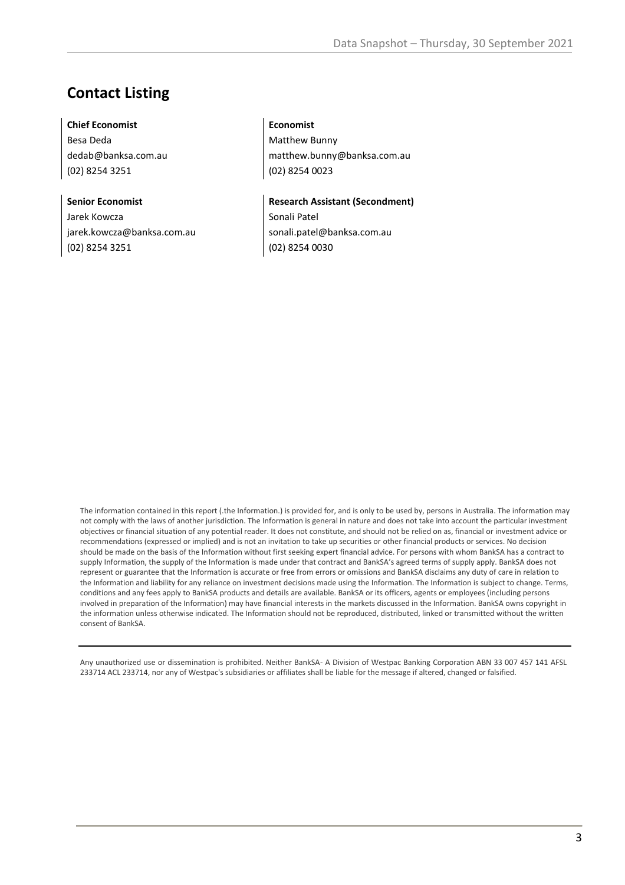## Contact Listing

**Chief Economist**
Besa Deda
dedab@banksa.com.au
(02) 8254 3251

**Senior Economist**
Jarek Kowcza
jarek.kowcza@banksa.com.au
(02) 8254 3251

**Economist**
Matthew Bunny
matthew.bunny@banksa.com.au
(02) 8254 0023

**Research Assistant (Secondment)**
Sonali Patel
sonali.patel@banksa.com.au
(02) 8254 0030

The information contained in this report (.the Information.) is provided for, and is only to be used by, persons in Australia. The information may not comply with the laws of another jurisdiction. The Information is general in nature and does not take into account the particular investment objectives or financial situation of any potential reader. It does not constitute, and should not be relied on as, financial or investment advice or recommendations (expressed or implied) and is not an invitation to take up securities or other financial products or services. No decision should be made on the basis of the Information without first seeking expert financial advice. For persons with whom BankSA has a contract to supply Information, the supply of the Information is made under that contract and BankSA's agreed terms of supply apply. BankSA does not represent or guarantee that the Information is accurate or free from errors or omissions and BankSA disclaims any duty of care in relation to the Information and liability for any reliance on investment decisions made using the Information. The Information is subject to change. Terms, conditions and any fees apply to BankSA products and details are available. BankSA or its officers, agents or employees (including persons involved in preparation of the Information) may have financial interests in the markets discussed in the Information. BankSA owns copyright in the information unless otherwise indicated. The Information should not be reproduced, distributed, linked or transmitted without the written consent of BankSA.

---

Any unauthorized use or dissemination is prohibited. Neither BankSA- A Division of Westpac Banking Corporation ABN 33 007 457 141 AFSL 233714 ACL 233714, nor any of Westpac's subsidiaries or affiliates shall be liable for the message if altered, changed or falsified.